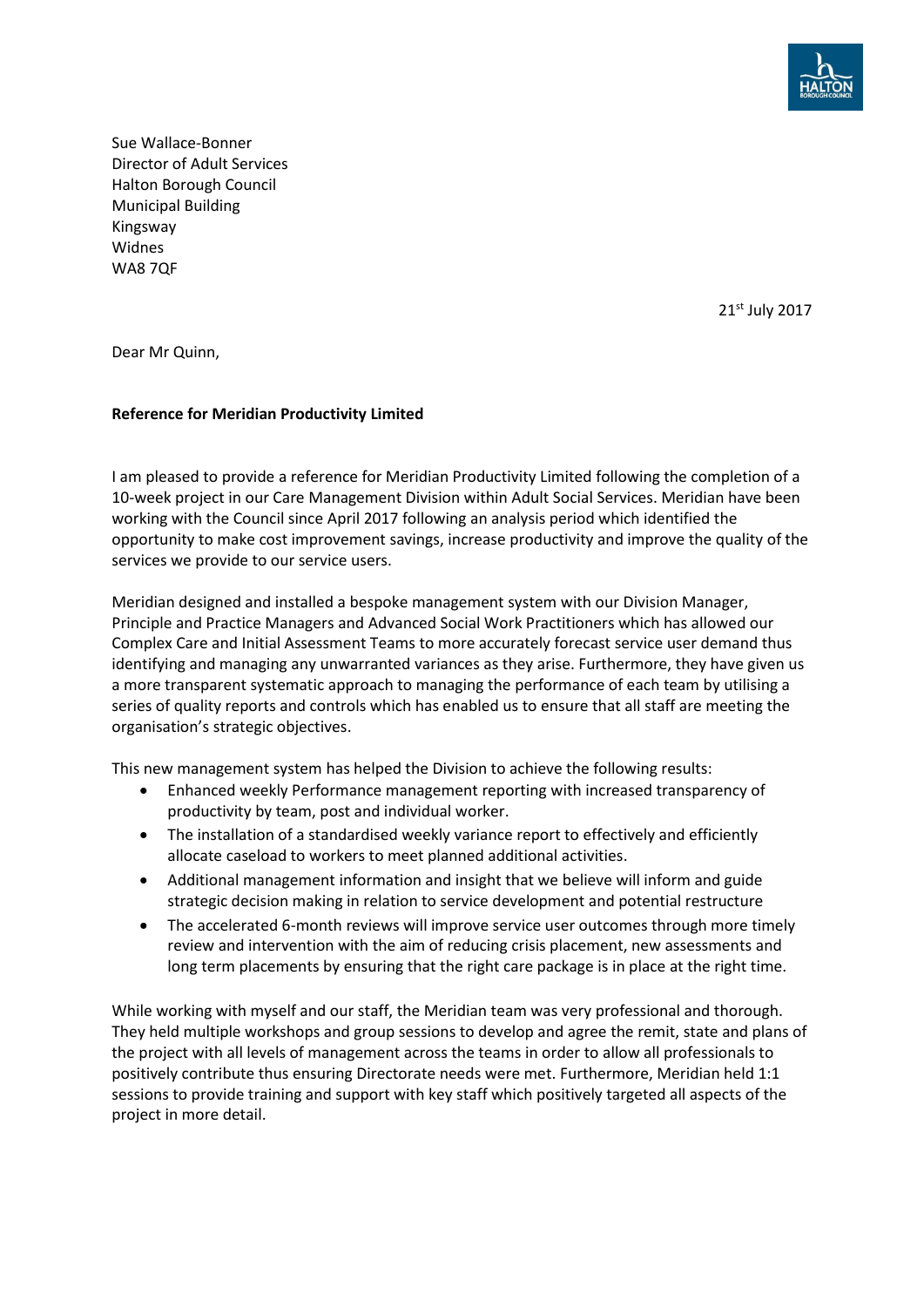Sue Wallace-Bonner
Director of Adult Services
Halton Borough Council
Municipal Building
Kingsway
Widnes
WA8 7QF

21st July 2017

Dear Mr Quinn,

**Reference for Meridian Productivity Limited**

I am pleased to provide a reference for Meridian Productivity Limited following the completion of a 10-week project in our Care Management Division within Adult Social Services. Meridian have been working with the Council since April 2017 following an analysis period which identified the opportunity to make cost improvement savings, increase productivity and improve the quality of the services we provide to our service users.

Meridian designed and installed a bespoke management system with our Division Manager, Principle and Practice Managers and Advanced Social Work Practitioners which has allowed our Complex Care and Initial Assessment Teams to more accurately forecast service user demand thus identifying and managing any unwarranted variances as they arise. Furthermore, they have given us a more transparent systematic approach to managing the performance of each team by utilising a series of quality reports and controls which has enabled us to ensure that all staff are meeting the organisation's strategic objectives.

This new management system has helped the Division to achieve the following results:

- Enhanced weekly Performance management reporting with increased transparency of productivity by team, post and individual worker.
- The installation of a standardised weekly variance report to effectively and efficiently allocate caseload to workers to meet planned additional activities.
- Additional management information and insight that we believe will inform and guide strategic decision making in relation to service development and potential restructure
- The accelerated 6-month reviews will improve service user outcomes through more timely review and intervention with the aim of reducing crisis placement, new assessments and long term placements by ensuring that the right care package is in place at the right time.

While working with myself and our staff, the Meridian team was very professional and thorough. They held multiple workshops and group sessions to develop and agree the remit, state and plans of the project with all levels of management across the teams in order to allow all professionals to positively contribute thus ensuring Directorate needs were met. Furthermore, Meridian held 1:1 sessions to provide training and support with key staff which positively targeted all aspects of the project in more detail.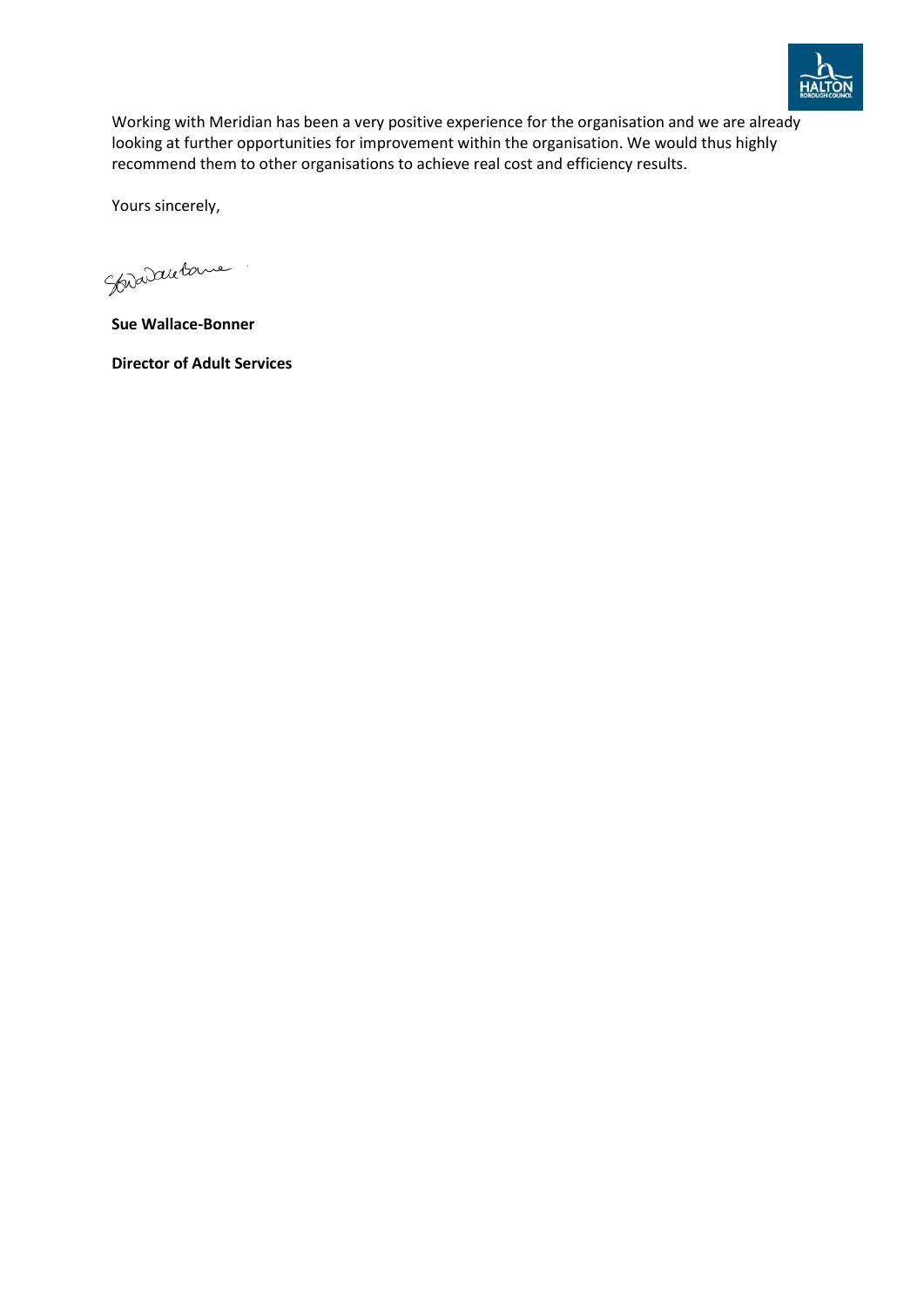Working with Meridian has been a very positive experience for the organisation and we are already looking at further opportunities for improvement within the organisation. We would thus highly recommend them to other organisations to achieve real cost and efficiency results.

Yours sincerely,

**Sue Wallace-Bonner**

**Director of Adult Services**